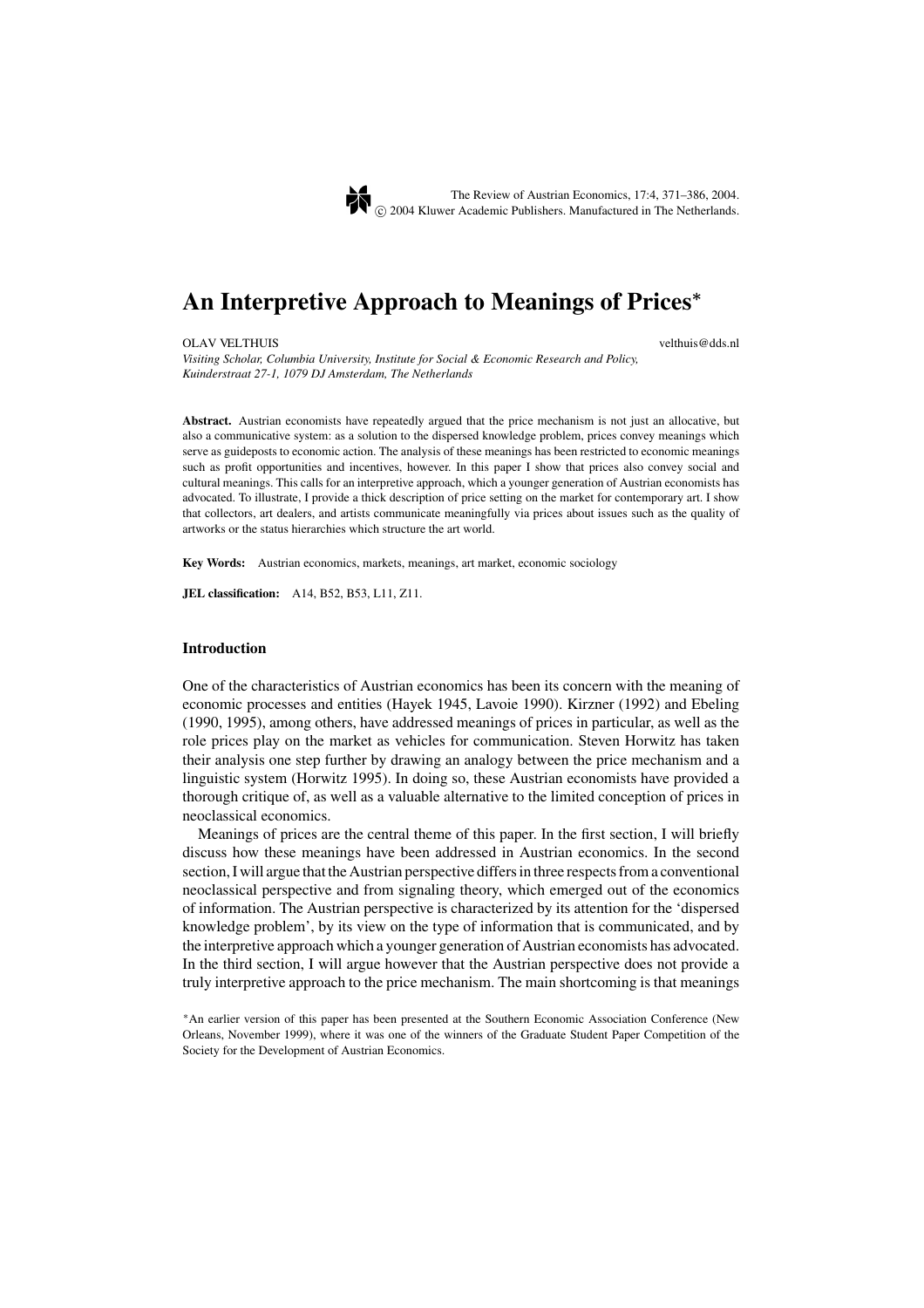# An Interpretive Approach to Meanings of Prices*

OLAV VELTHUIS velthuis@dds.nl

*Visiting Scholar, Columbia University, Institute for Social & Economic Research and Policy, Kuinderstraat 27-1, 1079 DJ Amsterdam, The Netherlands*

**Abstract.** Austrian economists have repeatedly argued that the price mechanism is not just an allocative, but also a communicative system: as a solution to the dispersed knowledge problem, prices convey meanings which serve as guideposts to economic action. The analysis of these meanings has been restricted to economic meanings such as profit opportunities and incentives, however. In this paper I show that prices also convey social and cultural meanings. This calls for an interpretive approach, which a younger generation of Austrian economists has advocated. To illustrate, I provide a thick description of price setting on the market for contemporary art. I show that collectors, art dealers, and artists communicate meaningfully via prices about issues such as the quality of artworks or the status hierarchies which structure the art world.

**Key Words:** Austrian economics, markets, meanings, art market, economic sociology

**JEL classification:** A14, B52, B53, L11, Z11.

## Introduction

One of the characteristics of Austrian economics has been its concern with the meaning of economic processes and entities (Hayek 1945, Lavoie 1990). Kirzner (1992) and Ebeling (1990, 1995), among others, have addressed meanings of prices in particular, as well as the role prices play on the market as vehicles for communication. Steven Horwitz has taken their analysis one step further by drawing an analogy between the price mechanism and a linguistic system (Horwitz 1995). In doing so, these Austrian economists have provided a thorough critique of, as well as a valuable alternative to the limited conception of prices in neoclassical economics.

Meanings of prices are the central theme of this paper. In the first section, I will briefly discuss how these meanings have been addressed in Austrian economics. In the second section, I will argue that the Austrian perspective differs in three respects from a conventional neoclassical perspective and from signaling theory, which emerged out of the economics of information. The Austrian perspective is characterized by its attention for the 'dispersed knowledge problem', by its view on the type of information that is communicated, and by the interpretive approach which a younger generation of Austrian economists has advocated. In the third section, I will argue however that the Austrian perspective does not provide a truly interpretive approach to the price mechanism. The main shortcoming is that meanings

*An earlier version of this paper has been presented at the Southern Economic Association Conference (New Orleans, November 1999), where it was one of the winners of the Graduate Student Paper Competition of the Society for the Development of Austrian Economics.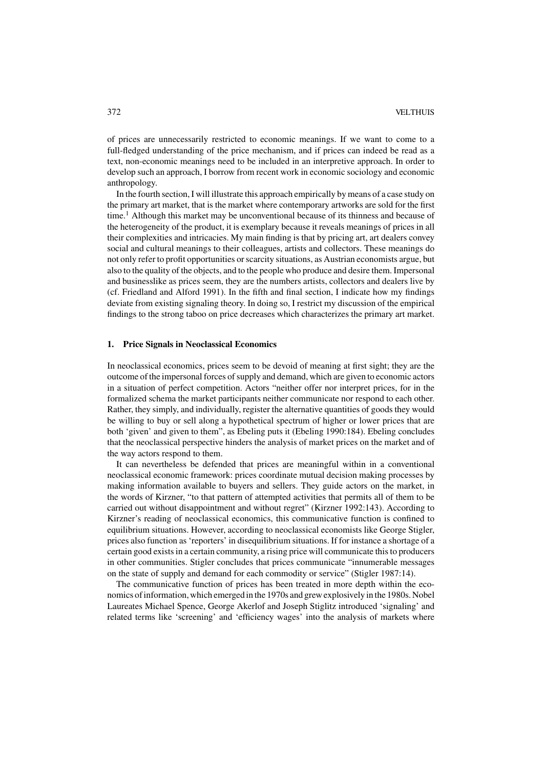of prices are unnecessarily restricted to economic meanings. If we want to come to a full-fledged understanding of the price mechanism, and if prices can indeed be read as a text, non-economic meanings need to be included in an interpretive approach. In order to develop such an approach, I borrow from recent work in economic sociology and economic anthropology.

In the fourth section, I will illustrate this approach empirically by means of a case study on the primary art market, that is the market where contemporary artworks are sold for the first time.[1] Although this market may be unconventional because of its thinness and because of the heterogeneity of the product, it is exemplary because it reveals meanings of prices in all their complexities and intricacies. My main finding is that by pricing art, art dealers convey social and cultural meanings to their colleagues, artists and collectors. These meanings do not only refer to profit opportunities or scarcity situations, as Austrian economists argue, but also to the quality of the objects, and to the people who produce and desire them. Impersonal and businesslike as prices seem, they are the numbers artists, collectors and dealers live by (cf. Friedland and Alford 1991). In the fifth and final section, I indicate how my findings deviate from existing signaling theory. In doing so, I restrict my discussion of the empirical findings to the strong taboo on price decreases which characterizes the primary art market.

## 1. Price Signals in Neoclassical Economics

In neoclassical economics, prices seem to be devoid of meaning at first sight; they are the outcome of the impersonal forces of supply and demand, which are given to economic actors in a situation of perfect competition. Actors "neither offer nor interpret prices, for in the formalized schema the market participants neither communicate nor respond to each other. Rather, they simply, and individually, register the alternative quantities of goods they would be willing to buy or sell along a hypothetical spectrum of higher or lower prices that are both 'given' and given to them", as Ebeling puts it (Ebeling 1990:184). Ebeling concludes that the neoclassical perspective hinders the analysis of market prices on the market and of the way actors respond to them.

It can nevertheless be defended that prices are meaningful within in a conventional neoclassical economic framework: prices coordinate mutual decision making processes by making information available to buyers and sellers. They guide actors on the market, in the words of Kirzner, "to that pattern of attempted activities that permits all of them to be carried out without disappointment and without regret" (Kirzner 1992:143). According to Kirzner's reading of neoclassical economics, this communicative function is confined to equilibrium situations. However, according to neoclassical economists like George Stigler, prices also function as 'reporters' in disequilibrium situations. If for instance a shortage of a certain good exists in a certain community, a rising price will communicate this to producers in other communities. Stigler concludes that prices communicate "innumerable messages on the state of supply and demand for each commodity or service" (Stigler 1987:14).

The communicative function of prices has been treated in more depth within the economics of information, which emerged in the 1970s and grew explosively in the 1980s. Nobel Laureates Michael Spence, George Akerlof and Joseph Stiglitz introduced 'signaling' and related terms like 'screening' and 'efficiency wages' into the analysis of markets where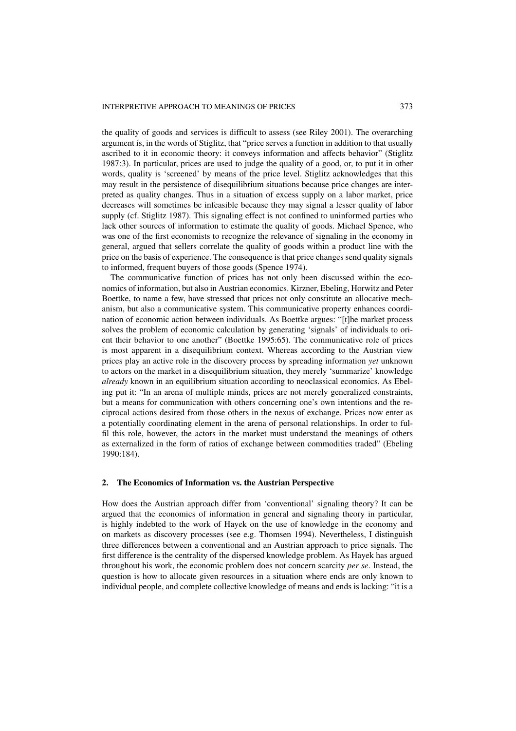the quality of goods and services is difficult to assess (see Riley 2001). The overarching argument is, in the words of Stiglitz, that "price serves a function in addition to that usually ascribed to it in economic theory: it conveys information and affects behavior" (Stiglitz 1987:3). In particular, prices are used to judge the quality of a good, or, to put it in other words, quality is 'screened' by means of the price level. Stiglitz acknowledges that this may result in the persistence of disequilibrium situations because price changes are interpreted as quality changes. Thus in a situation of excess supply on a labor market, price decreases will sometimes be infeasible because they may signal a lesser quality of labor supply (cf. Stiglitz 1987). This signaling effect is not confined to uninformed parties who lack other sources of information to estimate the quality of goods. Michael Spence, who was one of the first economists to recognize the relevance of signaling in the economy in general, argued that sellers correlate the quality of goods within a product line with the price on the basis of experience. The consequence is that price changes send quality signals to informed, frequent buyers of those goods (Spence 1974).

The communicative function of prices has not only been discussed within the economics of information, but also in Austrian economics. Kirzner, Ebeling, Horwitz and Peter Boettke, to name a few, have stressed that prices not only constitute an allocative mechanism, but also a communicative system. This communicative property enhances coordination of economic action between individuals. As Boettke argues: "[t]he market process solves the problem of economic calculation by generating 'signals' of individuals to orient their behavior to one another" (Boettke 1995:65). The communicative role of prices is most apparent in a disequilibrium context. Whereas according to the Austrian view prices play an active role in the discovery process by spreading information *yet* unknown to actors on the market in a disequilibrium situation, they merely 'summarize' knowledge *already* known in an equilibrium situation according to neoclassical economics. As Ebeling put it: "In an arena of multiple minds, prices are not merely generalized constraints, but a means for communication with others concerning one's own intentions and the reciprocal actions desired from those others in the nexus of exchange. Prices now enter as a potentially coordinating element in the arena of personal relationships. In order to fulfil this role, however, the actors in the market must understand the meanings of others as externalized in the form of ratios of exchange between commodities traded" (Ebeling 1990:184).

## 2. The Economics of Information vs. the Austrian Perspective

How does the Austrian approach differ from 'conventional' signaling theory? It can be argued that the economics of information in general and signaling theory in particular, is highly indebted to the work of Hayek on the use of knowledge in the economy and on markets as discovery processes (see e.g. Thomsen 1994). Nevertheless, I distinguish three differences between a conventional and an Austrian approach to price signals. The first difference is the centrality of the dispersed knowledge problem. As Hayek has argued throughout his work, the economic problem does not concern scarcity *per se*. Instead, the question is how to allocate given resources in a situation where ends are only known to individual people, and complete collective knowledge of means and ends is lacking: "it is a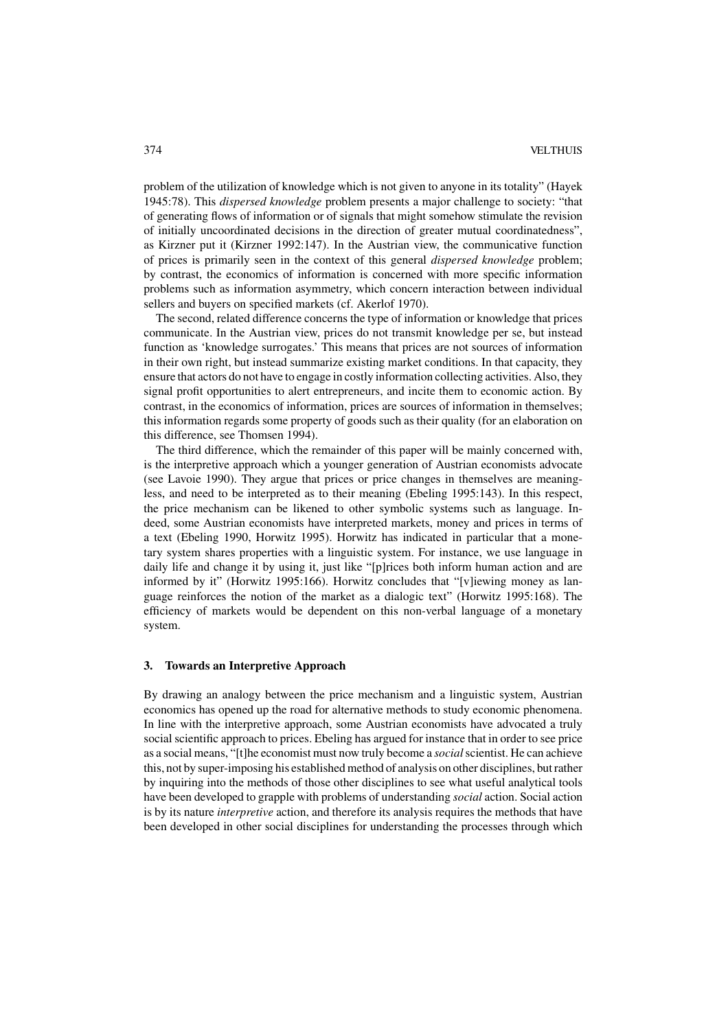problem of the utilization of knowledge which is not given to anyone in its totality" (Hayek 1945:78). This *dispersed knowledge* problem presents a major challenge to society: "that of generating flows of information or of signals that might somehow stimulate the revision of initially uncoordinated decisions in the direction of greater mutual coordinatedness", as Kirzner put it (Kirzner 1992:147). In the Austrian view, the communicative function of prices is primarily seen in the context of this general *dispersed knowledge* problem; by contrast, the economics of information is concerned with more specific information problems such as information asymmetry, which concern interaction between individual sellers and buyers on specified markets (cf. Akerlof 1970).

The second, related difference concerns the type of information or knowledge that prices communicate. In the Austrian view, prices do not transmit knowledge per se, but instead function as 'knowledge surrogates.' This means that prices are not sources of information in their own right, but instead summarize existing market conditions. In that capacity, they ensure that actors do not have to engage in costly information collecting activities. Also, they signal profit opportunities to alert entrepreneurs, and incite them to economic action. By contrast, in the economics of information, prices are sources of information in themselves; this information regards some property of goods such as their quality (for an elaboration on this difference, see Thomsen 1994).

The third difference, which the remainder of this paper will be mainly concerned with, is the interpretive approach which a younger generation of Austrian economists advocate (see Lavoie 1990). They argue that prices or price changes in themselves are meaningless, and need to be interpreted as to their meaning (Ebeling 1995:143). In this respect, the price mechanism can be likened to other symbolic systems such as language. Indeed, some Austrian economists have interpreted markets, money and prices in terms of a text (Ebeling 1990, Horwitz 1995). Horwitz has indicated in particular that a monetary system shares properties with a linguistic system. For instance, we use language in daily life and change it by using it, just like "[p]rices both inform human action and are informed by it" (Horwitz 1995:166). Horwitz concludes that "[v]iewing money as language reinforces the notion of the market as a dialogic text" (Horwitz 1995:168). The efficiency of markets would be dependent on this non-verbal language of a monetary system.

## 3. Towards an Interpretive Approach

By drawing an analogy between the price mechanism and a linguistic system, Austrian economics has opened up the road for alternative methods to study economic phenomena. In line with the interpretive approach, some Austrian economists have advocated a truly social scientific approach to prices. Ebeling has argued for instance that in order to see price as a social means, "[t]he economist must now truly become a *social* scientist. He can achieve this, not by super-imposing his established method of analysis on other disciplines, but rather by inquiring into the methods of those other disciplines to see what useful analytical tools have been developed to grapple with problems of understanding *social* action. Social action is by its nature *interpretive* action, and therefore its analysis requires the methods that have been developed in other social disciplines for understanding the processes through which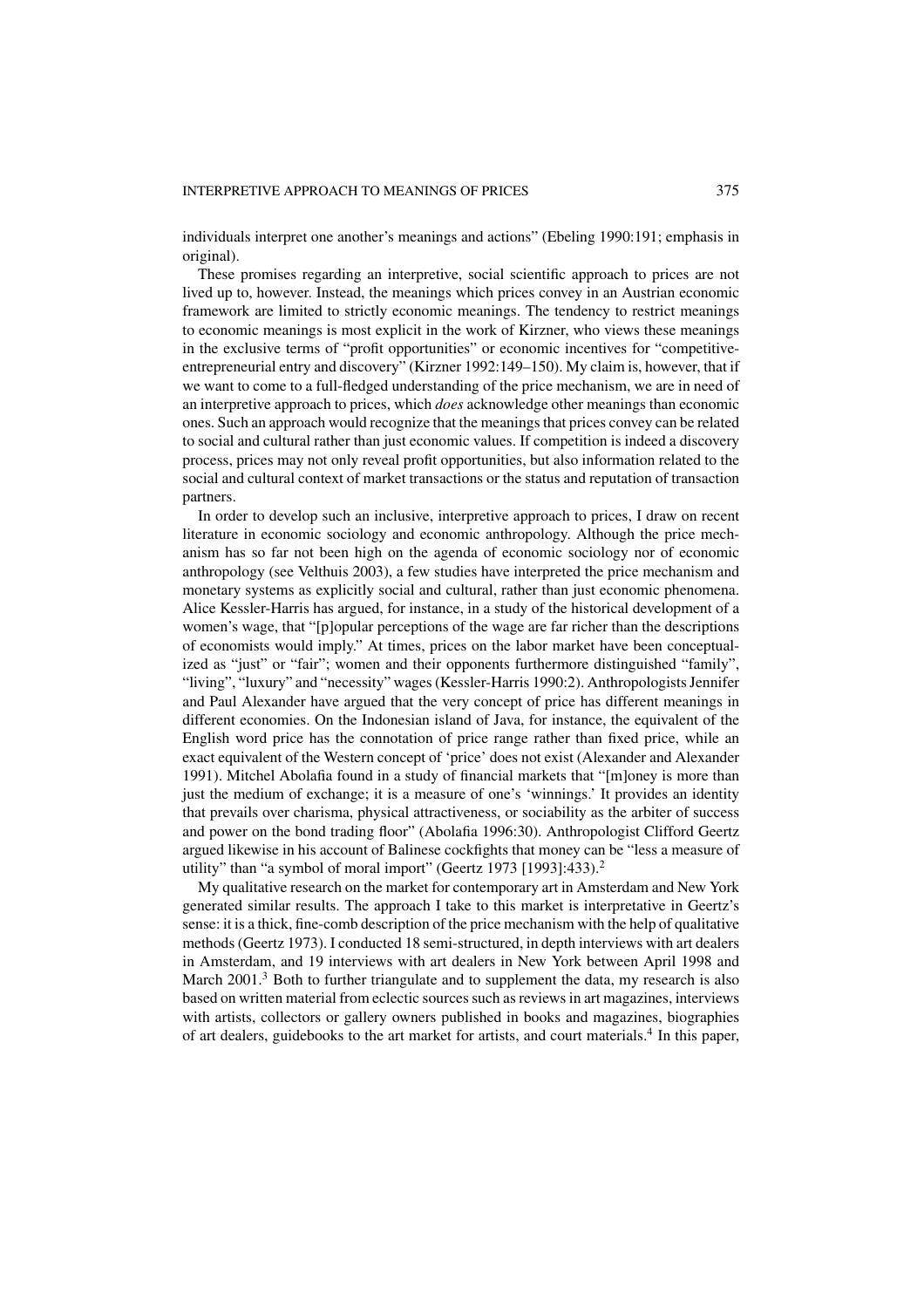individuals interpret one another's meanings and actions" (Ebeling 1990:191; emphasis in original).

These promises regarding an interpretive, social scientific approach to prices are not lived up to, however. Instead, the meanings which prices convey in an Austrian economic framework are limited to strictly economic meanings. The tendency to restrict meanings to economic meanings is most explicit in the work of Kirzner, who views these meanings in the exclusive terms of "profit opportunities" or economic incentives for "competitive-entrepreneurial entry and discovery" (Kirzner 1992:149–150). My claim is, however, that if we want to come to a full-fledged understanding of the price mechanism, we are in need of an interpretive approach to prices, which *does* acknowledge other meanings than economic ones. Such an approach would recognize that the meanings that prices convey can be related to social and cultural rather than just economic values. If competition is indeed a discovery process, prices may not only reveal profit opportunities, but also information related to the social and cultural context of market transactions or the status and reputation of transaction partners.

In order to develop such an inclusive, interpretive approach to prices, I draw on recent literature in economic sociology and economic anthropology. Although the price mechanism has so far not been high on the agenda of economic sociology nor of economic anthropology (see Velthuis 2003), a few studies have interpreted the price mechanism and monetary systems as explicitly social and cultural, rather than just economic phenomena. Alice Kessler-Harris has argued, for instance, in a study of the historical development of a women's wage, that "[p]opular perceptions of the wage are far richer than the descriptions of economists would imply." At times, prices on the labor market have been conceptualized as "just" or "fair"; women and their opponents furthermore distinguished "family", "living", "luxury" and "necessity" wages (Kessler-Harris 1990:2). Anthropologists Jennifer and Paul Alexander have argued that the very concept of price has different meanings in different economies. On the Indonesian island of Java, for instance, the equivalent of the English word price has the connotation of price range rather than fixed price, while an exact equivalent of the Western concept of 'price' does not exist (Alexander and Alexander 1991). Mitchel Abolafia found in a study of financial markets that "[m]oney is more than just the medium of exchange; it is a measure of one's 'winnings.' It provides an identity that prevails over charisma, physical attractiveness, or sociability as the arbiter of success and power on the bond trading floor" (Abolafia 1996:30). Anthropologist Clifford Geertz argued likewise in his account of Balinese cockfights that money can be "less a measure of utility" than "a symbol of moral import" (Geertz 1973 [1993]:433).[2]

My qualitative research on the market for contemporary art in Amsterdam and New York generated similar results. The approach I take to this market is interpretative in Geertz's sense: it is a thick, fine-comb description of the price mechanism with the help of qualitative methods (Geertz 1973). I conducted 18 semi-structured, in depth interviews with art dealers in Amsterdam, and 19 interviews with art dealers in New York between April 1998 and March 2001.[3] Both to further triangulate and to supplement the data, my research is also based on written material from eclectic sources such as reviews in art magazines, interviews with artists, collectors or gallery owners published in books and magazines, biographies of art dealers, guidebooks to the art market for artists, and court materials.[4] In this paper,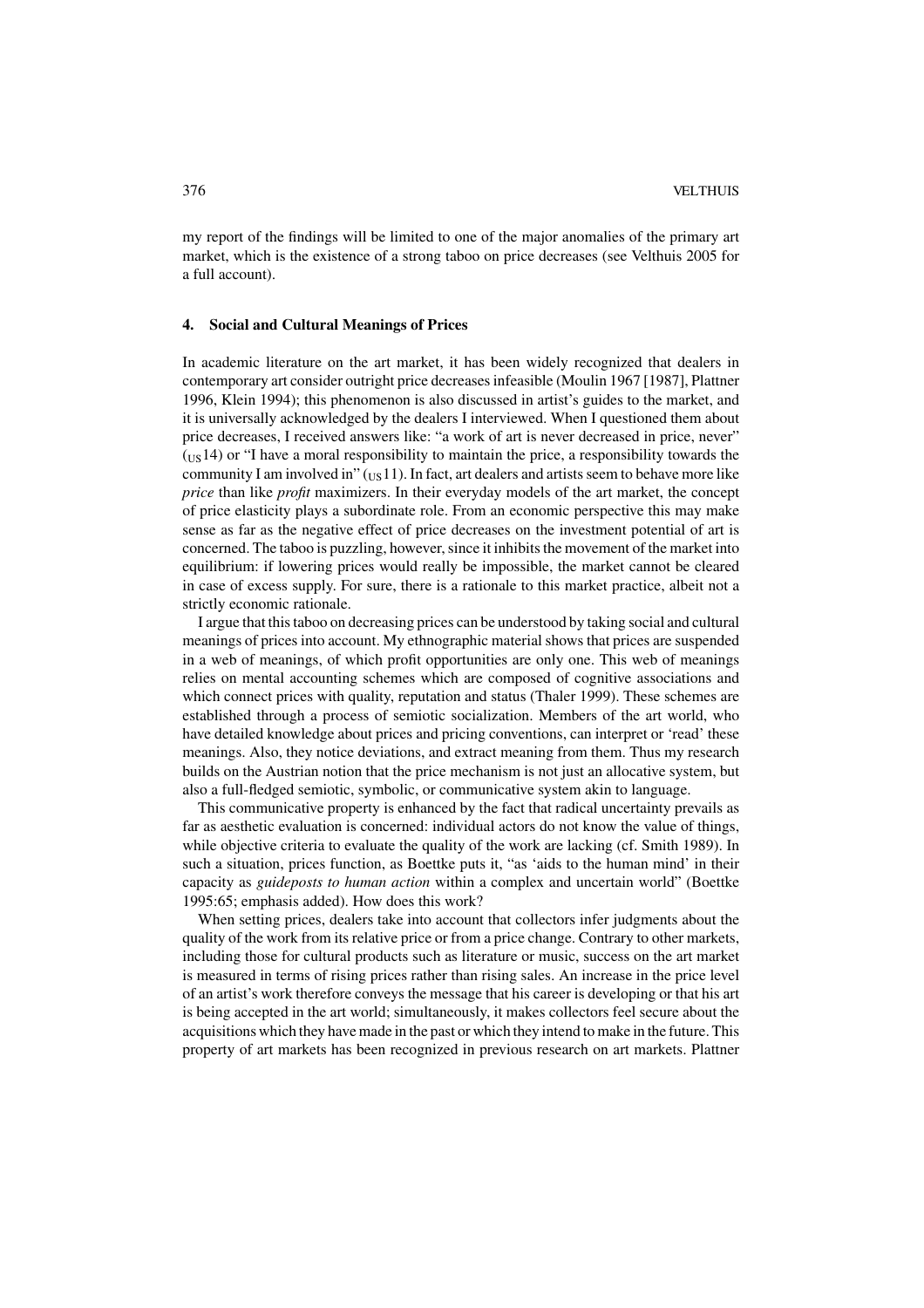my report of the findings will be limited to one of the major anomalies of the primary art market, which is the existence of a strong taboo on price decreases (see Velthuis 2005 for a full account).

## 4. Social and Cultural Meanings of Prices

In academic literature on the art market, it has been widely recognized that dealers in contemporary art consider outright price decreases infeasible (Moulin 1967 [1987], Plattner 1996, Klein 1994); this phenomenon is also discussed in artist's guides to the market, and it is universally acknowledged by the dealers I interviewed. When I questioned them about price decreases, I received answers like: "a work of art is never decreased in price, never" ($_{\text{US}}$14) or "I have a moral responsibility to maintain the price, a responsibility towards the community I am involved in" ($_{\text{US}}$11). In fact, art dealers and artists seem to behave more like *price* than like *profit* maximizers. In their everyday models of the art market, the concept of price elasticity plays a subordinate role. From an economic perspective this may make sense as far as the negative effect of price decreases on the investment potential of art is concerned. The taboo is puzzling, however, since it inhibits the movement of the market into equilibrium: if lowering prices would really be impossible, the market cannot be cleared in case of excess supply. For sure, there is a rationale to this market practice, albeit not a strictly economic rationale.

I argue that this taboo on decreasing prices can be understood by taking social and cultural meanings of prices into account. My ethnographic material shows that prices are suspended in a web of meanings, of which profit opportunities are only one. This web of meanings relies on mental accounting schemes which are composed of cognitive associations and which connect prices with quality, reputation and status (Thaler 1999). These schemes are established through a process of semiotic socialization. Members of the art world, who have detailed knowledge about prices and pricing conventions, can interpret or 'read' these meanings. Also, they notice deviations, and extract meaning from them. Thus my research builds on the Austrian notion that the price mechanism is not just an allocative system, but also a full-fledged semiotic, symbolic, or communicative system akin to language.

This communicative property is enhanced by the fact that radical uncertainty prevails as far as aesthetic evaluation is concerned: individual actors do not know the value of things, while objective criteria to evaluate the quality of the work are lacking (cf. Smith 1989). In such a situation, prices function, as Boettke puts it, "as 'aids to the human mind' in their capacity as *guideposts to human action* within a complex and uncertain world" (Boettke 1995:65; emphasis added). How does this work?

When setting prices, dealers take into account that collectors infer judgments about the quality of the work from its relative price or from a price change. Contrary to other markets, including those for cultural products such as literature or music, success on the art market is measured in terms of rising prices rather than rising sales. An increase in the price level of an artist's work therefore conveys the message that his career is developing or that his art is being accepted in the art world; simultaneously, it makes collectors feel secure about the acquisitions which they have made in the past or which they intend to make in the future. This property of art markets has been recognized in previous research on art markets. Plattner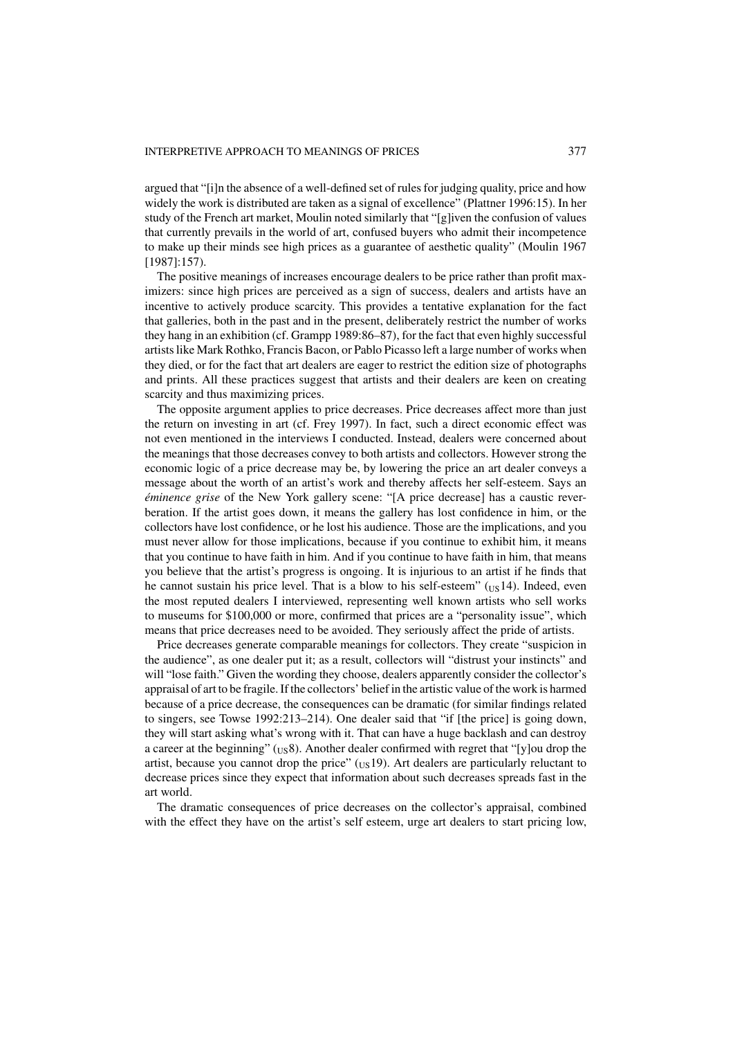argued that "[i]n the absence of a well-defined set of rules for judging quality, price and how widely the work is distributed are taken as a signal of excellence" (Plattner 1996:15). In her study of the French art market, Moulin noted similarly that "[g]iven the confusion of values that currently prevails in the world of art, confused buyers who admit their incompetence to make up their minds see high prices as a guarantee of aesthetic quality" (Moulin 1967 [1987]:157).

The positive meanings of increases encourage dealers to be price rather than profit maximizers: since high prices are perceived as a sign of success, dealers and artists have an incentive to actively produce scarcity. This provides a tentative explanation for the fact that galleries, both in the past and in the present, deliberately restrict the number of works they hang in an exhibition (cf. Grampp 1989:86–87), for the fact that even highly successful artists like Mark Rothko, Francis Bacon, or Pablo Picasso left a large number of works when they died, or for the fact that art dealers are eager to restrict the edition size of photographs and prints. All these practices suggest that artists and their dealers are keen on creating scarcity and thus maximizing prices.

The opposite argument applies to price decreases. Price decreases affect more than just the return on investing in art (cf. Frey 1997). In fact, such a direct economic effect was not even mentioned in the interviews I conducted. Instead, dealers were concerned about the meanings that those decreases convey to both artists and collectors. However strong the economic logic of a price decrease may be, by lowering the price an art dealer conveys a message about the worth of an artist's work and thereby affects her self-esteem. Says an *éminence grise* of the New York gallery scene: "[A price decrease] has a caustic reverberation. If the artist goes down, it means the gallery has lost confidence in him, or the collectors have lost confidence, or he lost his audience. Those are the implications, and you must never allow for those implications, because if you continue to exhibit him, it means that you continue to have faith in him. And if you continue to have faith in him, that means you believe that the artist's progress is ongoing. It is injurious to an artist if he finds that he cannot sustain his price level. That is a blow to his self-esteem" ($_{\text{US}}$14). Indeed, even the most reputed dealers I interviewed, representing well known artists who sell works to museums for $100,000 or more, confirmed that prices are a "personality issue", which means that price decreases need to be avoided. They seriously affect the pride of artists.

Price decreases generate comparable meanings for collectors. They create "suspicion in the audience", as one dealer put it; as a result, collectors will "distrust your instincts" and will "lose faith." Given the wording they choose, dealers apparently consider the collector's appraisal of art to be fragile. If the collectors' belief in the artistic value of the work is harmed because of a price decrease, the consequences can be dramatic (for similar findings related to singers, see Towse 1992:213–214). One dealer said that "if [the price] is going down, they will start asking what's wrong with it. That can have a huge backlash and can destroy a career at the beginning" ($_{\text{US}}$8). Another dealer confirmed with regret that "[y]ou drop the artist, because you cannot drop the price" ($_{\text{US}}$19). Art dealers are particularly reluctant to decrease prices since they expect that information about such decreases spreads fast in the art world.

The dramatic consequences of price decreases on the collector's appraisal, combined with the effect they have on the artist's self esteem, urge art dealers to start pricing low,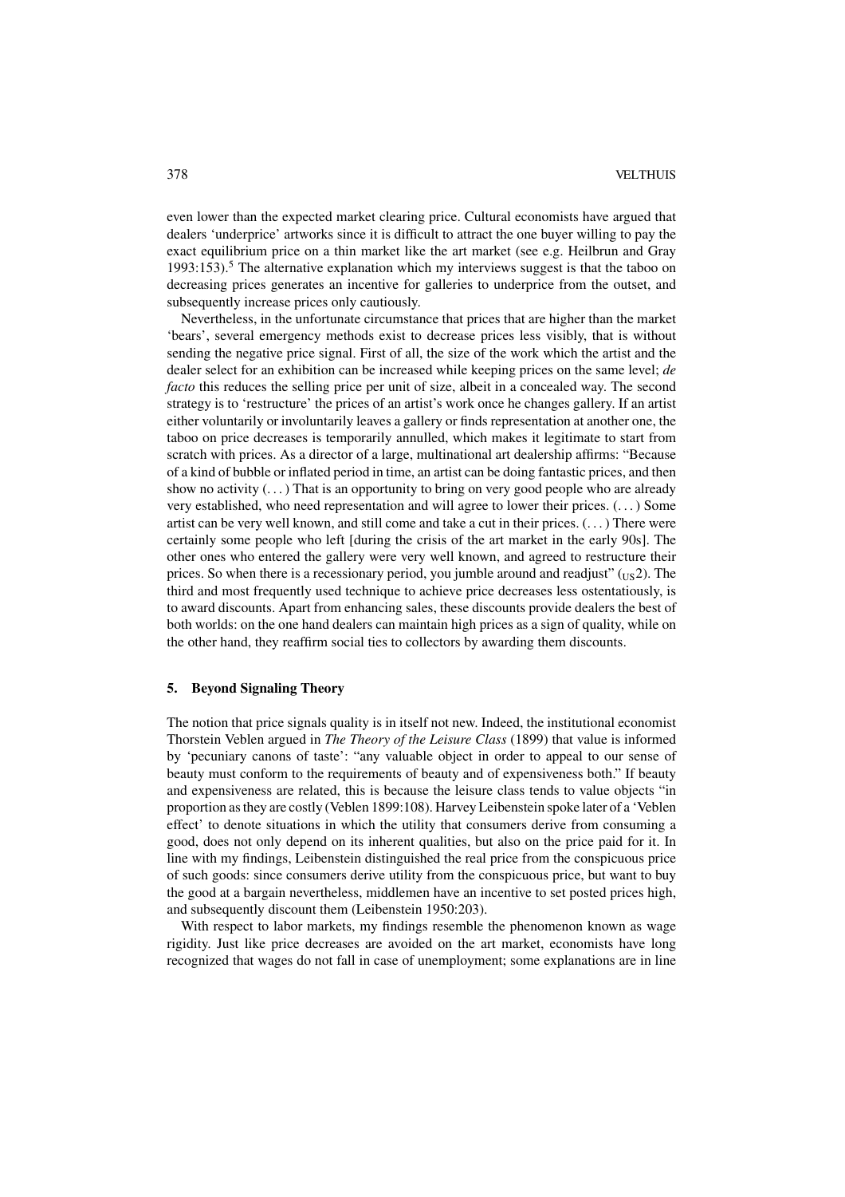even lower than the expected market clearing price. Cultural economists have argued that dealers 'underprice' artworks since it is difficult to attract the one buyer willing to pay the exact equilibrium price on a thin market like the art market (see e.g. Heilbrun and Gray 1993:153).[5] The alternative explanation which my interviews suggest is that the taboo on decreasing prices generates an incentive for galleries to underprice from the outset, and subsequently increase prices only cautiously.

Nevertheless, in the unfortunate circumstance that prices that are higher than the market 'bears', several emergency methods exist to decrease prices less visibly, that is without sending the negative price signal. First of all, the size of the work which the artist and the dealer select for an exhibition can be increased while keeping prices on the same level; *de facto* this reduces the selling price per unit of size, albeit in a concealed way. The second strategy is to 'restructure' the prices of an artist's work once he changes gallery. If an artist either voluntarily or involuntarily leaves a gallery or finds representation at another one, the taboo on price decreases is temporarily annulled, which makes it legitimate to start from scratch with prices. As a director of a large, multinational art dealership affirms: "Because of a kind of bubble or inflated period in time, an artist can be doing fantastic prices, and then show no activity (. . . ) That is an opportunity to bring on very good people who are already very established, who need representation and will agree to lower their prices. (. . . ) Some artist can be very well known, and still come and take a cut in their prices. (. . . ) There were certainly some people who left [during the crisis of the art market in the early 90s]. The other ones who entered the gallery were very well known, and agreed to restructure their prices. So when there is a recessionary period, you jumble around and readjust" ($_{\text{US}}2$). The third and most frequently used technique to achieve price decreases less ostentatiously, is to award discounts. Apart from enhancing sales, these discounts provide dealers the best of both worlds: on the one hand dealers can maintain high prices as a sign of quality, while on the other hand, they reaffirm social ties to collectors by awarding them discounts.

## 5. Beyond Signaling Theory

The notion that price signals quality is in itself not new. Indeed, the institutional economist Thorstein Veblen argued in *The Theory of the Leisure Class* (1899) that value is informed by 'pecuniary canons of taste': "any valuable object in order to appeal to our sense of beauty must conform to the requirements of beauty and of expensiveness both." If beauty and expensiveness are related, this is because the leisure class tends to value objects "in proportion as they are costly (Veblen 1899:108). Harvey Leibenstein spoke later of a 'Veblen effect' to denote situations in which the utility that consumers derive from consuming a good, does not only depend on its inherent qualities, but also on the price paid for it. In line with my findings, Leibenstein distinguished the real price from the conspicuous price of such goods: since consumers derive utility from the conspicuous price, but want to buy the good at a bargain nevertheless, middlemen have an incentive to set posted prices high, and subsequently discount them (Leibenstein 1950:203).

With respect to labor markets, my findings resemble the phenomenon known as wage rigidity. Just like price decreases are avoided on the art market, economists have long recognized that wages do not fall in case of unemployment; some explanations are in line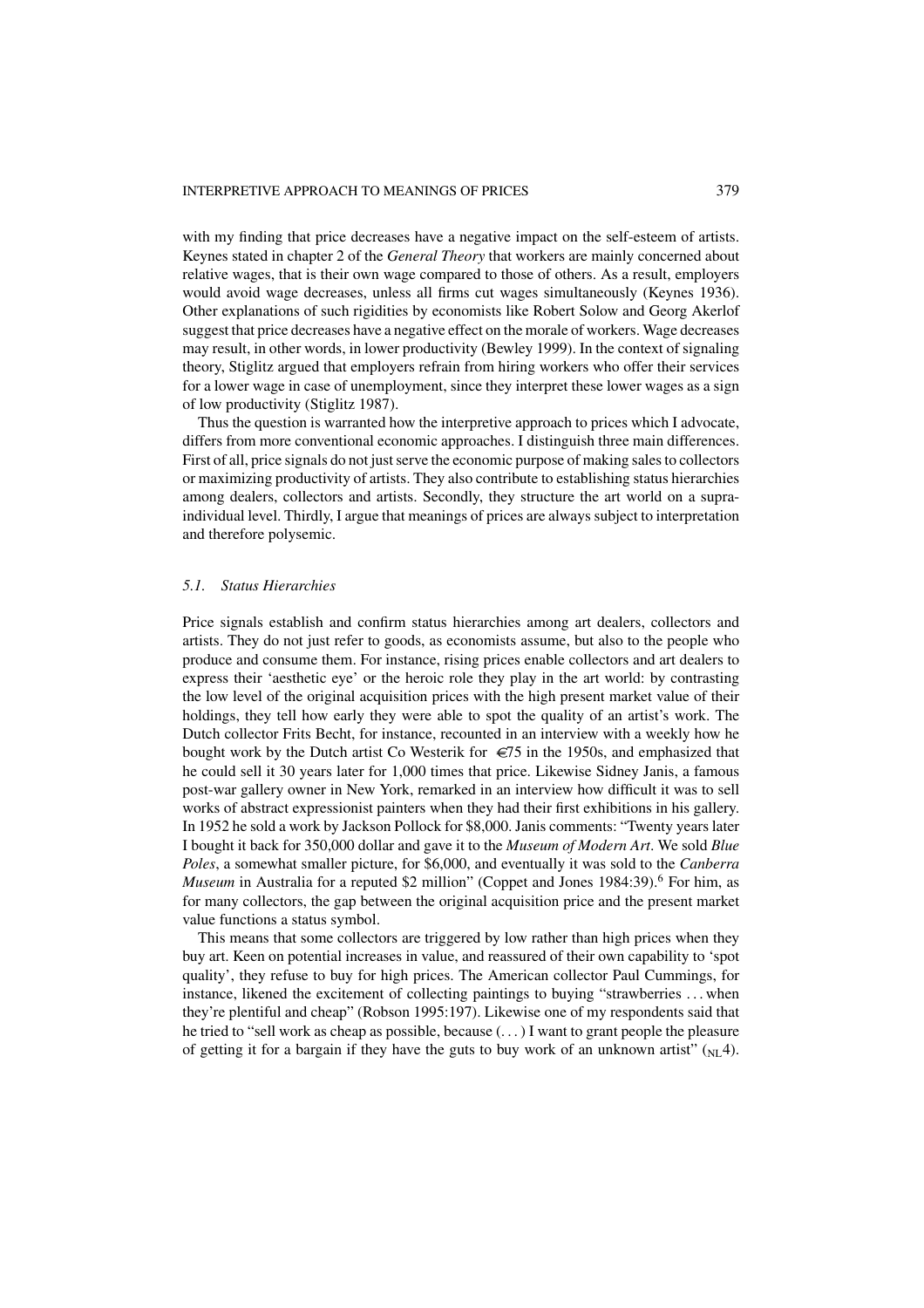with my finding that price decreases have a negative impact on the self-esteem of artists. Keynes stated in chapter 2 of the *General Theory* that workers are mainly concerned about relative wages, that is their own wage compared to those of others. As a result, employers would avoid wage decreases, unless all firms cut wages simultaneously (Keynes 1936). Other explanations of such rigidities by economists like Robert Solow and Georg Akerlof suggest that price decreases have a negative effect on the morale of workers. Wage decreases may result, in other words, in lower productivity (Bewley 1999). In the context of signaling theory, Stiglitz argued that employers refrain from hiring workers who offer their services for a lower wage in case of unemployment, since they interpret these lower wages as a sign of low productivity (Stiglitz 1987).

Thus the question is warranted how the interpretive approach to prices which I advocate, differs from more conventional economic approaches. I distinguish three main differences. First of all, price signals do not just serve the economic purpose of making sales to collectors or maximizing productivity of artists. They also contribute to establishing status hierarchies among dealers, collectors and artists. Secondly, they structure the art world on a supra-individual level. Thirdly, I argue that meanings of prices are always subject to interpretation and therefore polysemic.

### *5.1. Status Hierarchies*

Price signals establish and confirm status hierarchies among art dealers, collectors and artists. They do not just refer to goods, as economists assume, but also to the people who produce and consume them. For instance, rising prices enable collectors and art dealers to express their 'aesthetic eye' or the heroic role they play in the art world: by contrasting the low level of the original acquisition prices with the high present market value of their holdings, they tell how early they were able to spot the quality of an artist's work. The Dutch collector Frits Becht, for instance, recounted in an interview with a weekly how he bought work by the Dutch artist Co Westerik for €75 in the 1950s, and emphasized that he could sell it 30 years later for 1,000 times that price. Likewise Sidney Janis, a famous post-war gallery owner in New York, remarked in an interview how difficult it was to sell works of abstract expressionist painters when they had their first exhibitions in his gallery. In 1952 he sold a work by Jackson Pollock for $8,000. Janis comments: "Twenty years later I bought it back for 350,000 dollar and gave it to the *Museum of Modern Art*. We sold *Blue Poles*, a somewhat smaller picture, for $6,000, and eventually it was sold to the *Canberra Museum* in Australia for a reputed $2 million" (Coppet and Jones 1984:39).[6] For him, as for many collectors, the gap between the original acquisition price and the present market value functions a status symbol.

This means that some collectors are triggered by low rather than high prices when they buy art. Keen on potential increases in value, and reassured of their own capability to 'spot quality', they refuse to buy for high prices. The American collector Paul Cummings, for instance, likened the excitement of collecting paintings to buying "strawberries . . . when they're plentiful and cheap" (Robson 1995:197). Likewise one of my respondents said that he tried to "sell work as cheap as possible, because (. . . ) I want to grant people the pleasure of getting it for a bargain if they have the guts to buy work of an unknown artist" ($_{\text{NL}}4$).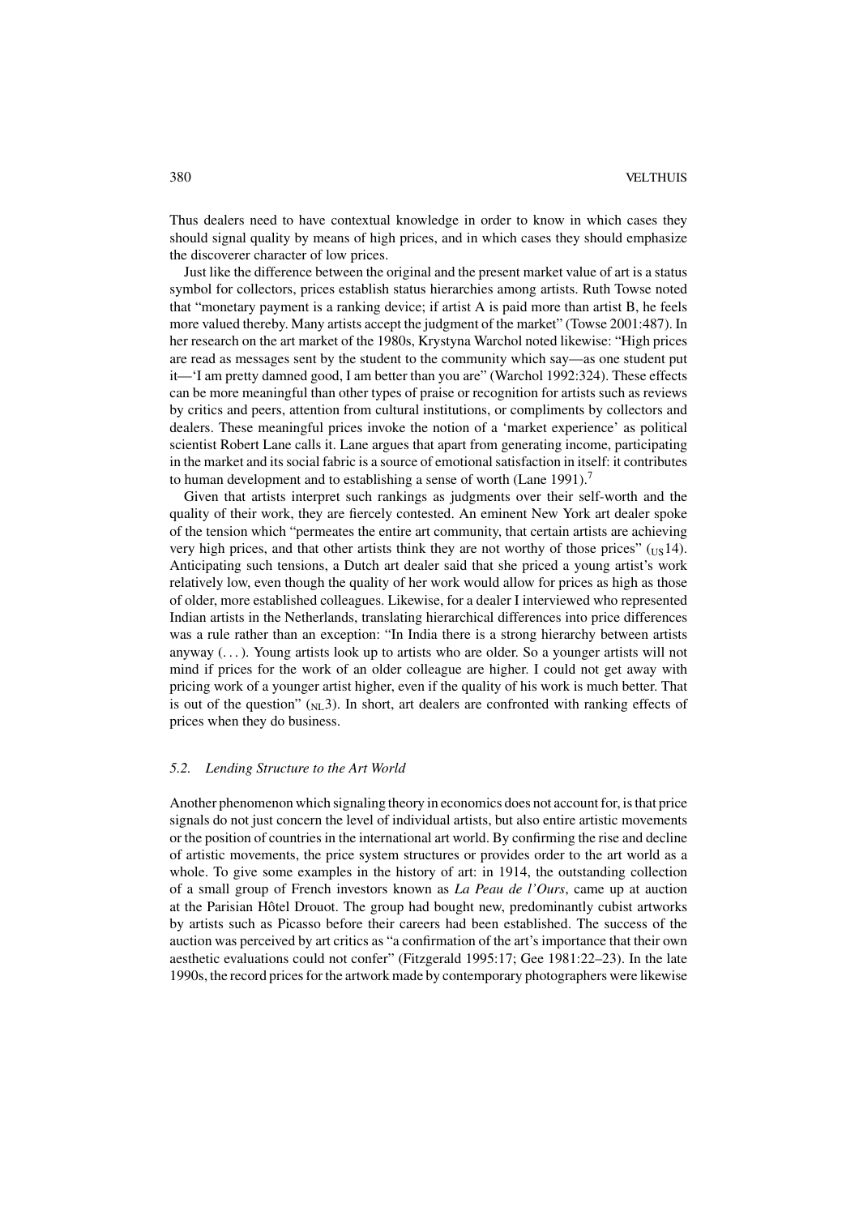Thus dealers need to have contextual knowledge in order to know in which cases they should signal quality by means of high prices, and in which cases they should emphasize the discoverer character of low prices.

Just like the difference between the original and the present market value of art is a status symbol for collectors, prices establish status hierarchies among artists. Ruth Towse noted that "monetary payment is a ranking device; if artist A is paid more than artist B, he feels more valued thereby. Many artists accept the judgment of the market" (Towse 2001:487). In her research on the art market of the 1980s, Krystyna Warchol noted likewise: "High prices are read as messages sent by the student to the community which say—as one student put it—'I am pretty damned good, I am better than you are" (Warchol 1992:324). These effects can be more meaningful than other types of praise or recognition for artists such as reviews by critics and peers, attention from cultural institutions, or compliments by collectors and dealers. These meaningful prices invoke the notion of a 'market experience' as political scientist Robert Lane calls it. Lane argues that apart from generating income, participating in the market and its social fabric is a source of emotional satisfaction in itself: it contributes to human development and to establishing a sense of worth (Lane 1991).[7]

Given that artists interpret such rankings as judgments over their self-worth and the quality of their work, they are fiercely contested. An eminent New York art dealer spoke of the tension which "permeates the entire art community, that certain artists are achieving very high prices, and that other artists think they are not worthy of those prices" ($_{\text{US}}$14). Anticipating such tensions, a Dutch art dealer said that she priced a young artist's work relatively low, even though the quality of her work would allow for prices as high as those of older, more established colleagues. Likewise, for a dealer I interviewed who represented Indian artists in the Netherlands, translating hierarchical differences into price differences was a rule rather than an exception: "In India there is a strong hierarchy between artists anyway (...). Young artists look up to artists who are older. So a younger artists will not mind if prices for the work of an older colleague are higher. I could not get away with pricing work of a younger artist higher, even if the quality of his work is much better. That is out of the question" ($_{\text{NL}}$3). In short, art dealers are confronted with ranking effects of prices when they do business.

### *5.2. Lending Structure to the Art World*

Another phenomenon which signaling theory in economics does not account for, is that price signals do not just concern the level of individual artists, but also entire artistic movements or the position of countries in the international art world. By confirming the rise and decline of artistic movements, the price system structures or provides order to the art world as a whole. To give some examples in the history of art: in 1914, the outstanding collection of a small group of French investors known as *La Peau de l'Ours*, came up at auction at the Parisian Hôtel Drouot. The group had bought new, predominantly cubist artworks by artists such as Picasso before their careers had been established. The success of the auction was perceived by art critics as "a confirmation of the art's importance that their own aesthetic evaluations could not confer" (Fitzgerald 1995:17; Gee 1981:22–23). In the late 1990s, the record prices for the artwork made by contemporary photographers were likewise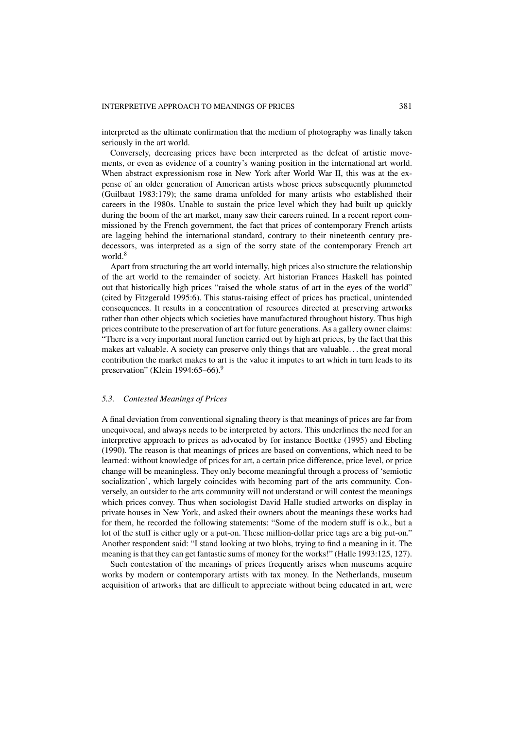interpreted as the ultimate confirmation that the medium of photography was finally taken seriously in the art world.

Conversely, decreasing prices have been interpreted as the defeat of artistic movements, or even as evidence of a country's waning position in the international art world. When abstract expressionism rose in New York after World War II, this was at the expense of an older generation of American artists whose prices subsequently plummeted (Guilbaut 1983:179); the same drama unfolded for many artists who established their careers in the 1980s. Unable to sustain the price level which they had built up quickly during the boom of the art market, many saw their careers ruined. In a recent report commissioned by the French government, the fact that prices of contemporary French artists are lagging behind the international standard, contrary to their nineteenth century predecessors, was interpreted as a sign of the sorry state of the contemporary French art world.[8]

Apart from structuring the art world internally, high prices also structure the relationship of the art world to the remainder of society. Art historian Frances Haskell has pointed out that historically high prices "raised the whole status of art in the eyes of the world" (cited by Fitzgerald 1995:6). This status-raising effect of prices has practical, unintended consequences. It results in a concentration of resources directed at preserving artworks rather than other objects which societies have manufactured throughout history. Thus high prices contribute to the preservation of art for future generations. As a gallery owner claims: "There is a very important moral function carried out by high art prices, by the fact that this makes art valuable. A society can preserve only things that are valuable. . . the great moral contribution the market makes to art is the value it imputes to art which in turn leads to its preservation" (Klein 1994:65–66).[9]

### *5.3. Contested Meanings of Prices*

A final deviation from conventional signaling theory is that meanings of prices are far from unequivocal, and always needs to be interpreted by actors. This underlines the need for an interpretive approach to prices as advocated by for instance Boettke (1995) and Ebeling (1990). The reason is that meanings of prices are based on conventions, which need to be learned: without knowledge of prices for art, a certain price difference, price level, or price change will be meaningless. They only become meaningful through a process of 'semiotic socialization', which largely coincides with becoming part of the arts community. Conversely, an outsider to the arts community will not understand or will contest the meanings which prices convey. Thus when sociologist David Halle studied artworks on display in private houses in New York, and asked their owners about the meanings these works had for them, he recorded the following statements: "Some of the modern stuff is o.k., but a lot of the stuff is either ugly or a put-on. These million-dollar price tags are a big put-on." Another respondent said: "I stand looking at two blobs, trying to find a meaning in it. The meaning is that they can get fantastic sums of money for the works!" (Halle 1993:125, 127).

Such contestation of the meanings of prices frequently arises when museums acquire works by modern or contemporary artists with tax money. In the Netherlands, museum acquisition of artworks that are difficult to appreciate without being educated in art, were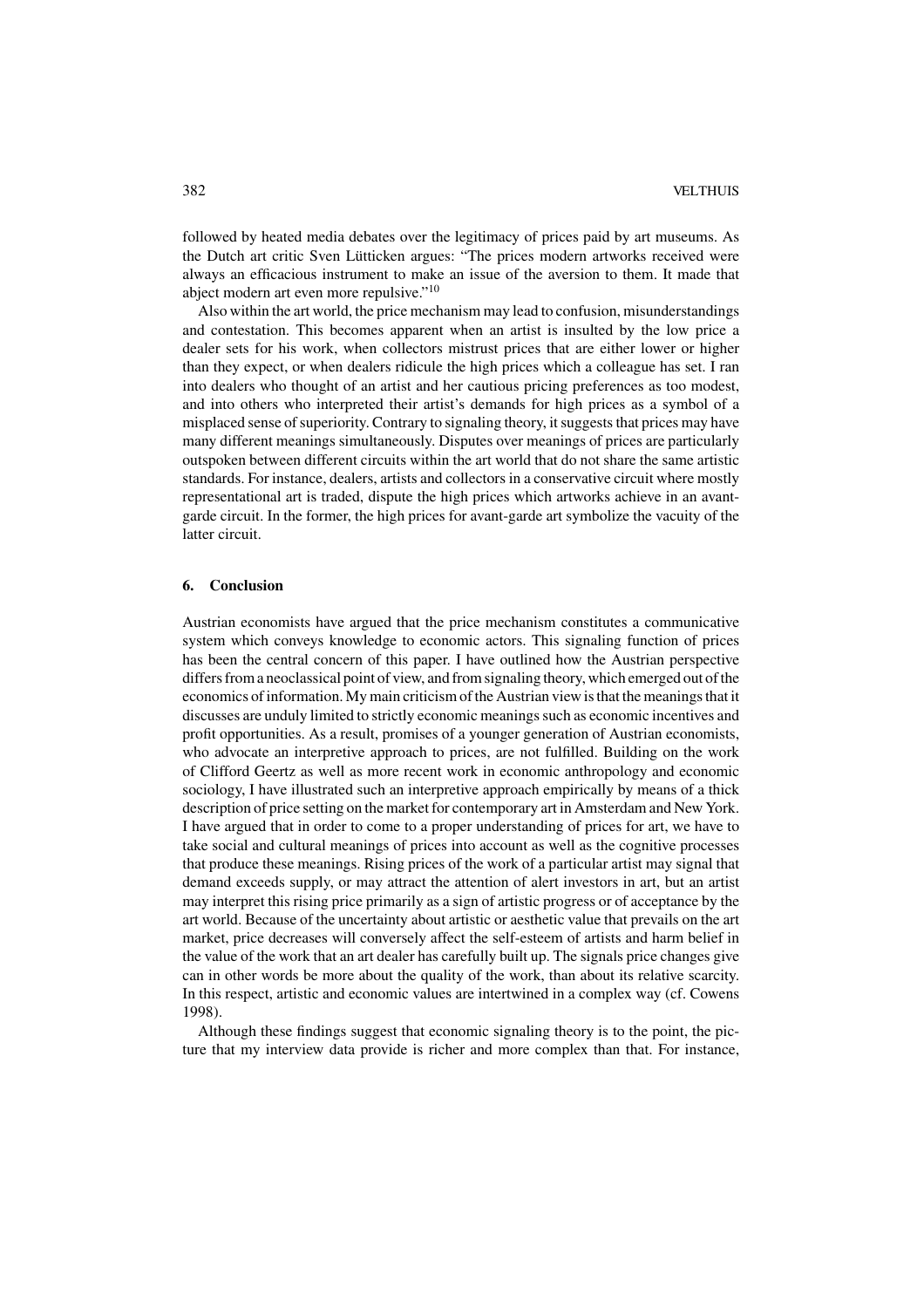followed by heated media debates over the legitimacy of prices paid by art museums. As the Dutch art critic Sven Lütticken argues: "The prices modern artworks received were always an efficacious instrument to make an issue of the aversion to them. It made that abject modern art even more repulsive."[10]

Also within the art world, the price mechanism may lead to confusion, misunderstandings and contestation. This becomes apparent when an artist is insulted by the low price a dealer sets for his work, when collectors mistrust prices that are either lower or higher than they expect, or when dealers ridicule the high prices which a colleague has set. I ran into dealers who thought of an artist and her cautious pricing preferences as too modest, and into others who interpreted their artist's demands for high prices as a symbol of a misplaced sense of superiority. Contrary to signaling theory, it suggests that prices may have many different meanings simultaneously. Disputes over meanings of prices are particularly outspoken between different circuits within the art world that do not share the same artistic standards. For instance, dealers, artists and collectors in a conservative circuit where mostly representational art is traded, dispute the high prices which artworks achieve in an avant-garde circuit. In the former, the high prices for avant-garde art symbolize the vacuity of the latter circuit.

## 6. Conclusion

Austrian economists have argued that the price mechanism constitutes a communicative system which conveys knowledge to economic actors. This signaling function of prices has been the central concern of this paper. I have outlined how the Austrian perspective differs from a neoclassical point of view, and from signaling theory, which emerged out of the economics of information. My main criticism of the Austrian view is that the meanings that it discusses are unduly limited to strictly economic meanings such as economic incentives and profit opportunities. As a result, promises of a younger generation of Austrian economists, who advocate an interpretive approach to prices, are not fulfilled. Building on the work of Clifford Geertz as well as more recent work in economic anthropology and economic sociology, I have illustrated such an interpretive approach empirically by means of a thick description of price setting on the market for contemporary art in Amsterdam and New York. I have argued that in order to come to a proper understanding of prices for art, we have to take social and cultural meanings of prices into account as well as the cognitive processes that produce these meanings. Rising prices of the work of a particular artist may signal that demand exceeds supply, or may attract the attention of alert investors in art, but an artist may interpret this rising price primarily as a sign of artistic progress or of acceptance by the art world. Because of the uncertainty about artistic or aesthetic value that prevails on the art market, price decreases will conversely affect the self-esteem of artists and harm belief in the value of the work that an art dealer has carefully built up. The signals price changes give can in other words be more about the quality of the work, than about its relative scarcity. In this respect, artistic and economic values are intertwined in a complex way (cf. Cowens 1998).

Although these findings suggest that economic signaling theory is to the point, the picture that my interview data provide is richer and more complex than that. For instance,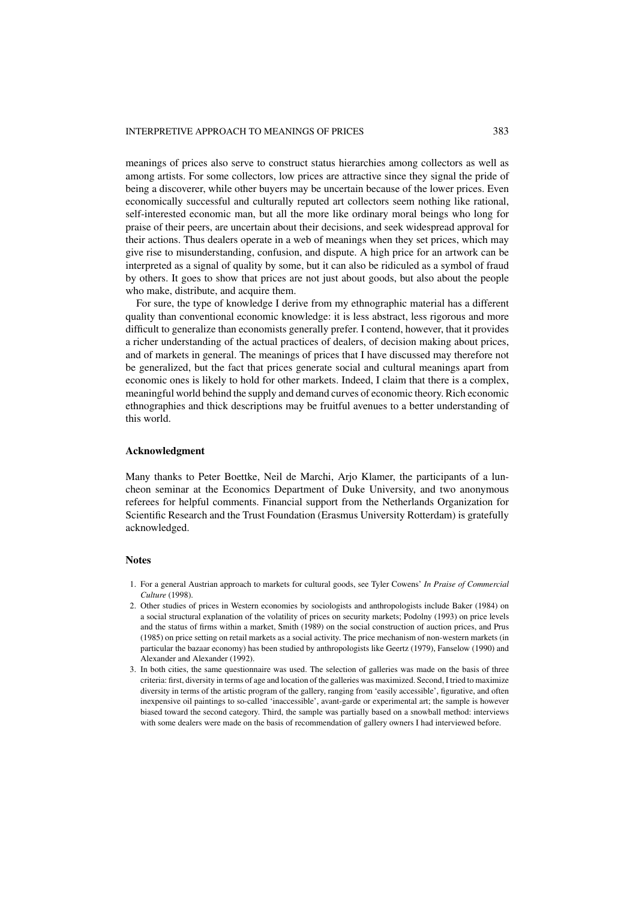meanings of prices also serve to construct status hierarchies among collectors as well as among artists. For some collectors, low prices are attractive since they signal the pride of being a discoverer, while other buyers may be uncertain because of the lower prices. Even economically successful and culturally reputed art collectors seem nothing like rational, self-interested economic man, but all the more like ordinary moral beings who long for praise of their peers, are uncertain about their decisions, and seek widespread approval for their actions. Thus dealers operate in a web of meanings when they set prices, which may give rise to misunderstanding, confusion, and dispute. A high price for an artwork can be interpreted as a signal of quality by some, but it can also be ridiculed as a symbol of fraud by others. It goes to show that prices are not just about goods, but also about the people who make, distribute, and acquire them.

For sure, the type of knowledge I derive from my ethnographic material has a different quality than conventional economic knowledge: it is less abstract, less rigorous and more difficult to generalize than economists generally prefer. I contend, however, that it provides a richer understanding of the actual practices of dealers, of decision making about prices, and of markets in general. The meanings of prices that I have discussed may therefore not be generalized, but the fact that prices generate social and cultural meanings apart from economic ones is likely to hold for other markets. Indeed, I claim that there is a complex, meaningful world behind the supply and demand curves of economic theory. Rich economic ethnographies and thick descriptions may be fruitful avenues to a better understanding of this world.

### Acknowledgment

Many thanks to Peter Boettke, Neil de Marchi, Arjo Klamer, the participants of a luncheon seminar at the Economics Department of Duke University, and two anonymous referees for helpful comments. Financial support from the Netherlands Organization for Scientific Research and the Trust Foundation (Erasmus University Rotterdam) is gratefully acknowledged.

### Notes

1. For a general Austrian approach to markets for cultural goods, see Tyler Cowens' *In Praise of Commercial Culture* (1998).
2. Other studies of prices in Western economies by sociologists and anthropologists include Baker (1984) on a social structural explanation of the volatility of prices on security markets; Podolny (1993) on price levels and the status of firms within a market, Smith (1989) on the social construction of auction prices, and Prus (1985) on price setting on retail markets as a social activity. The price mechanism of non-western markets (in particular the bazaar economy) has been studied by anthropologists like Geertz (1979), Fanselow (1990) and Alexander and Alexander (1992).
3. In both cities, the same questionnaire was used. The selection of galleries was made on the basis of three criteria: first, diversity in terms of age and location of the galleries was maximized. Second, I tried to maximize diversity in terms of the artistic program of the gallery, ranging from 'easily accessible', figurative, and often inexpensive oil paintings to so-called 'inaccessible', avant-garde or experimental art; the sample is however biased toward the second category. Third, the sample was partially based on a snowball method: interviews with some dealers were made on the basis of recommendation of gallery owners I had interviewed before.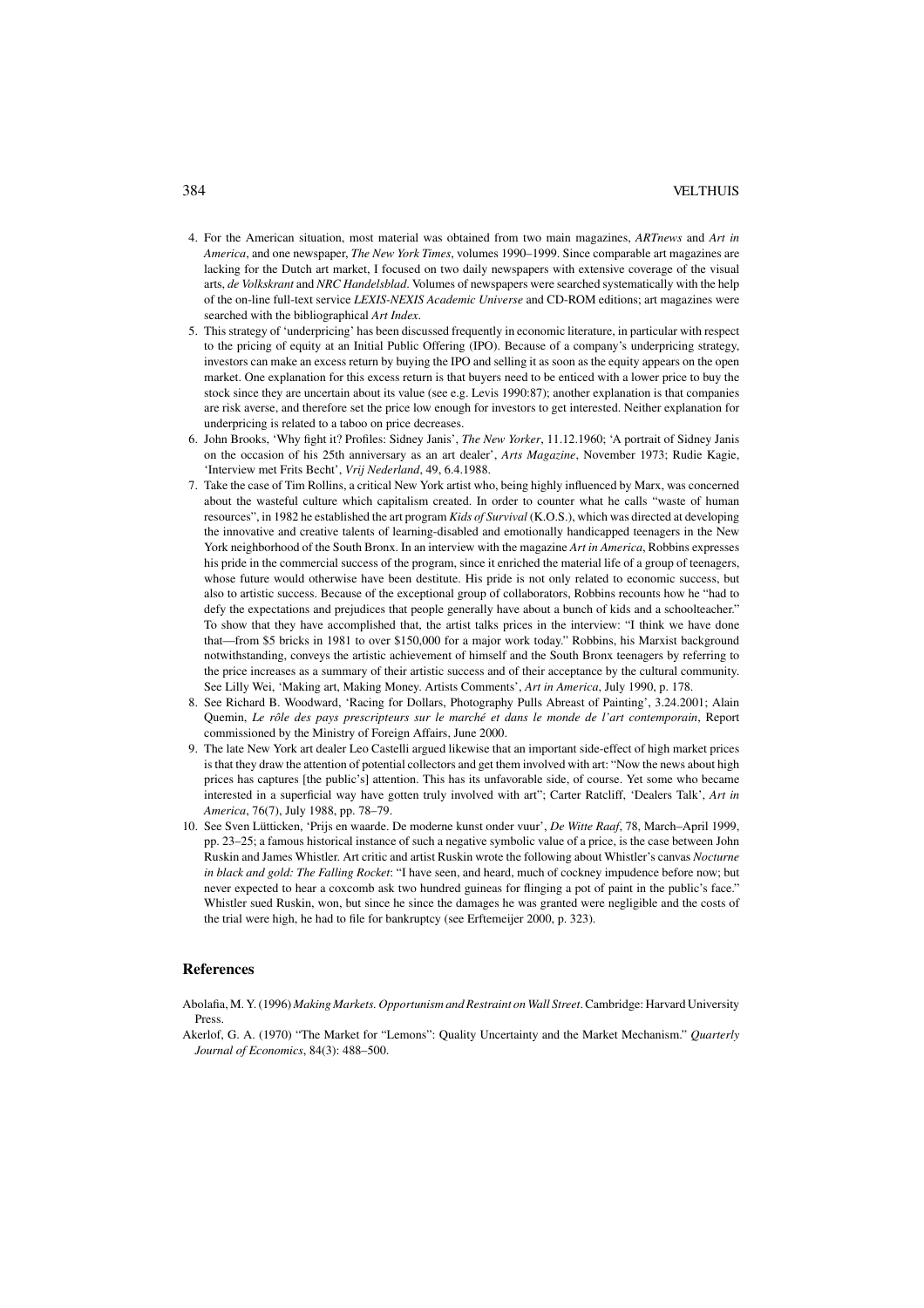4. For the American situation, most material was obtained from two main magazines, *ARTnews* and *Art in America*, and one newspaper, *The New York Times*, volumes 1990–1999. Since comparable art magazines are lacking for the Dutch art market, I focused on two daily newspapers with extensive coverage of the visual arts, *de Volkskrant* and *NRC Handelsblad*. Volumes of newspapers were searched systematically with the help of the on-line full-text service *LEXIS-NEXIS Academic Universe* and CD-ROM editions; art magazines were searched with the bibliographical *Art Index*.
5. This strategy of 'underpricing' has been discussed frequently in economic literature, in particular with respect to the pricing of equity at an Initial Public Offering (IPO). Because of a company's underpricing strategy, investors can make an excess return by buying the IPO and selling it as soon as the equity appears on the open market. One explanation for this excess return is that buyers need to be enticed with a lower price to buy the stock since they are uncertain about its value (see e.g. Levis 1990:87); another explanation is that companies are risk averse, and therefore set the price low enough for investors to get interested. Neither explanation for underpricing is related to a taboo on price decreases.
6. John Brooks, 'Why fight it? Profiles: Sidney Janis', *The New Yorker*, 11.12.1960; 'A portrait of Sidney Janis on the occasion of his 25th anniversary as an art dealer', *Arts Magazine*, November 1973; Rudie Kagie, 'Interview met Frits Becht', *Vrij Nederland*, 49, 6.4.1988.
7. Take the case of Tim Rollins, a critical New York artist who, being highly influenced by Marx, was concerned about the wasteful culture which capitalism created. In order to counter what he calls "waste of human resources", in 1982 he established the art program *Kids of Survival* (K.O.S.), which was directed at developing the innovative and creative talents of learning-disabled and emotionally handicapped teenagers in the New York neighborhood of the South Bronx. In an interview with the magazine *Art in America*, Robbins expresses his pride in the commercial success of the program, since it enriched the material life of a group of teenagers, whose future would otherwise have been destitute. His pride is not only related to economic success, but also to artistic success. Because of the exceptional group of collaborators, Robbins recounts how he "had to defy the expectations and prejudices that people generally have about a bunch of kids and a schoolteacher." To show that they have accomplished that, the artist talks prices in the interview: "I think we have done that—from \$5 bricks in 1981 to over \$150,000 for a major work today." Robbins, his Marxist background notwithstanding, conveys the artistic achievement of himself and the South Bronx teenagers by referring to the price increases as a summary of their artistic success and of their acceptance by the cultural community. See Lilly Wei, 'Making art, Making Money. Artists Comments', *Art in America*, July 1990, p. 178.
8. See Richard B. Woodward, 'Racing for Dollars, Photography Pulls Abreast of Painting', 3.24.2001; Alain Quemin, *Le rôle des pays prescripteurs sur le marché et dans le monde de l'art contemporain*, Report commissioned by the Ministry of Foreign Affairs, June 2000.
9. The late New York art dealer Leo Castelli argued likewise that an important side-effect of high market prices is that they draw the attention of potential collectors and get them involved with art: "Now the news about high prices has captures [the public's] attention. This has its unfavorable side, of course. Yet some who became interested in a superficial way have gotten truly involved with art"; Carter Ratcliff, 'Dealers Talk', *Art in America*, 76(7), July 1988, pp. 78–79.
10. See Sven Lütticken, 'Prijs en waarde. De moderne kunst onder vuur', *De Witte Raaf*, 78, March–April 1999, pp. 23–25; a famous historical instance of such a negative symbolic value of a price, is the case between John Ruskin and James Whistler. Art critic and artist Ruskin wrote the following about Whistler's canvas *Nocturne in black and gold: The Falling Rocket*: "I have seen, and heard, much of cockney impudence before now; but never expected to hear a coxcomb ask two hundred guineas for flinging a pot of paint in the public's face." Whistler sued Ruskin, won, but since he since the damages he was granted were negligible and the costs of the trial were high, he had to file for bankruptcy (see Erftemeijer 2000, p. 323).

## References

Abolafia, M. Y. (1996) *Making Markets. Opportunism and Restraint on Wall Street*. Cambridge: Harvard University Press.

Akerlof, G. A. (1970) "The Market for "Lemons": Quality Uncertainty and the Market Mechanism." *Quarterly Journal of Economics*, 84(3): 488–500.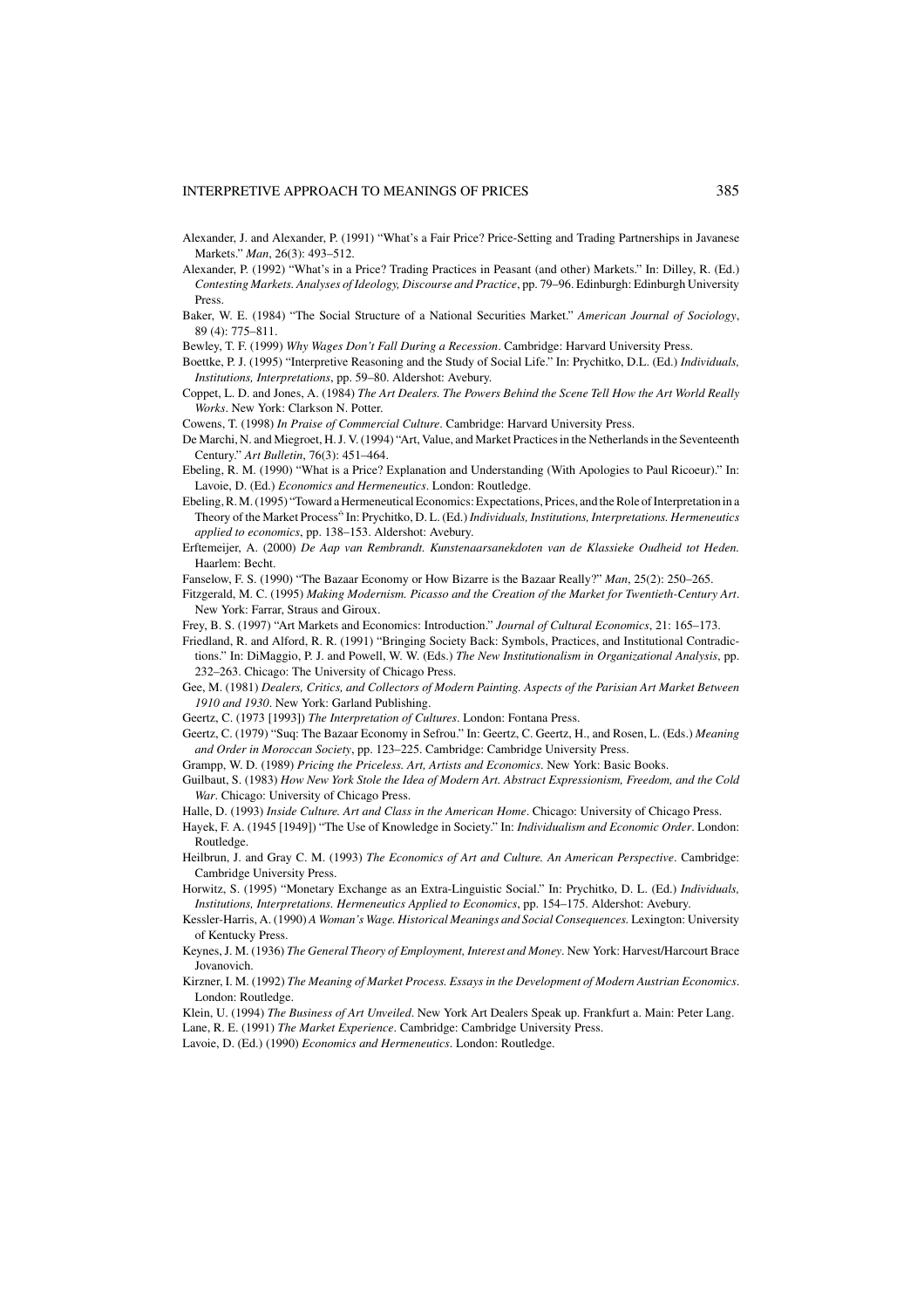Alexander, J. and Alexander, P. (1991) "What's a Fair Price? Price-Setting and Trading Partnerships in Javanese Markets." *Man*, 26(3): 493–512.

Alexander, P. (1992) "What's in a Price? Trading Practices in Peasant (and other) Markets." In: Dilley, R. (Ed.) *Contesting Markets. Analyses of Ideology, Discourse and Practice*, pp. 79–96. Edinburgh: Edinburgh University Press.

Baker, W. E. (1984) "The Social Structure of a National Securities Market." *American Journal of Sociology*, 89 (4): 775–811.

Bewley, T. F. (1999) *Why Wages Don't Fall During a Recession*. Cambridge: Harvard University Press.

Boettke, P. J. (1995) "Interpretive Reasoning and the Study of Social Life." In: Prychitko, D.L. (Ed.) *Individuals, Institutions, Interpretations*, pp. 59–80. Aldershot: Avebury.

Coppet, L. D. and Jones, A. (1984) *The Art Dealers. The Powers Behind the Scene Tell How the Art World Really Works*. New York: Clarkson N. Potter.

Cowens, T. (1998) *In Praise of Commercial Culture*. Cambridge: Harvard University Press.

De Marchi, N. and Miegroet, H. J. V. (1994) "Art, Value, and Market Practices in the Netherlands in the Seventeenth Century." *Art Bulletin*, 76(3): 451–464.

Ebeling, R. M. (1990) "What is a Price? Explanation and Understanding (With Apologies to Paul Ricoeur)." In: Lavoie, D. (Ed.) *Economics and Hermeneutics*. London: Routledge.

Ebeling, R. M. (1995) "Toward a Hermeneutical Economics: Expectations, Prices, and the Role of Interpretation in a Theory of the Market Process" In: Prychitko, D. L. (Ed.) *Individuals, Institutions, Interpretations. Hermeneutics applied to economics*, pp. 138–153. Aldershot: Avebury.

Erftemeijer, A. (2000) *De Aap van Rembrandt. Kunstenaarsanekdoten van de Klassieke Oudheid tot Heden*. Haarlem: Becht.

Fanselow, F. S. (1990) "The Bazaar Economy or How Bizarre is the Bazaar Really?" *Man*, 25(2): 250–265.

Fitzgerald, M. C. (1995) *Making Modernism. Picasso and the Creation of the Market for Twentieth-Century Art*. New York: Farrar, Straus and Giroux.

Frey, B. S. (1997) "Art Markets and Economics: Introduction." *Journal of Cultural Economics*, 21: 165–173.

Friedland, R. and Alford, R. R. (1991) "Bringing Society Back: Symbols, Practices, and Institutional Contradictions." In: DiMaggio, P. J. and Powell, W. W. (Eds.) *The New Institutionalism in Organizational Analysis*, pp. 232–263. Chicago: The University of Chicago Press.

Gee, M. (1981) *Dealers, Critics, and Collectors of Modern Painting. Aspects of the Parisian Art Market Between 1910 and 1930*. New York: Garland Publishing.

Geertz, C. (1973 [1993]) *The Interpretation of Cultures*. London: Fontana Press.

Geertz, C. (1979) "Suq: The Bazaar Economy in Sefrou." In: Geertz, C. Geertz, H., and Rosen, L. (Eds.) *Meaning and Order in Moroccan Society*, pp. 123–225. Cambridge: Cambridge University Press.

Grampp, W. D. (1989) *Pricing the Priceless. Art, Artists and Economics*. New York: Basic Books.

Guilbaut, S. (1983) *How New York Stole the Idea of Modern Art. Abstract Expressionism, Freedom, and the Cold War*. Chicago: University of Chicago Press.

Halle, D. (1993) *Inside Culture. Art and Class in the American Home*. Chicago: University of Chicago Press.

Hayek, F. A. (1945 [1949]) "The Use of Knowledge in Society." In: *Individualism and Economic Order*. London: Routledge.

Heilbrun, J. and Gray C. M. (1993) *The Economics of Art and Culture. An American Perspective*. Cambridge: Cambridge University Press.

Horwitz, S. (1995) "Monetary Exchange as an Extra-Linguistic Social." In: Prychitko, D. L. (Ed.) *Individuals, Institutions, Interpretations. Hermeneutics Applied to Economics*, pp. 154–175. Aldershot: Avebury.

Kessler-Harris, A. (1990) *A Woman's Wage. Historical Meanings and Social Consequences*. Lexington: University of Kentucky Press.

Keynes, J. M. (1936) *The General Theory of Employment, Interest and Money*. New York: Harvest/Harcourt Brace Jovanovich.

Kirzner, I. M. (1992) *The Meaning of Market Process. Essays in the Development of Modern Austrian Economics*. London: Routledge.

Klein, U. (1994) *The Business of Art Unveiled*. New York Art Dealers Speak up. Frankfurt a. Main: Peter Lang.

Lane, R. E. (1991) *The Market Experience*. Cambridge: Cambridge University Press.

Lavoie, D. (Ed.) (1990) *Economics and Hermeneutics*. London: Routledge.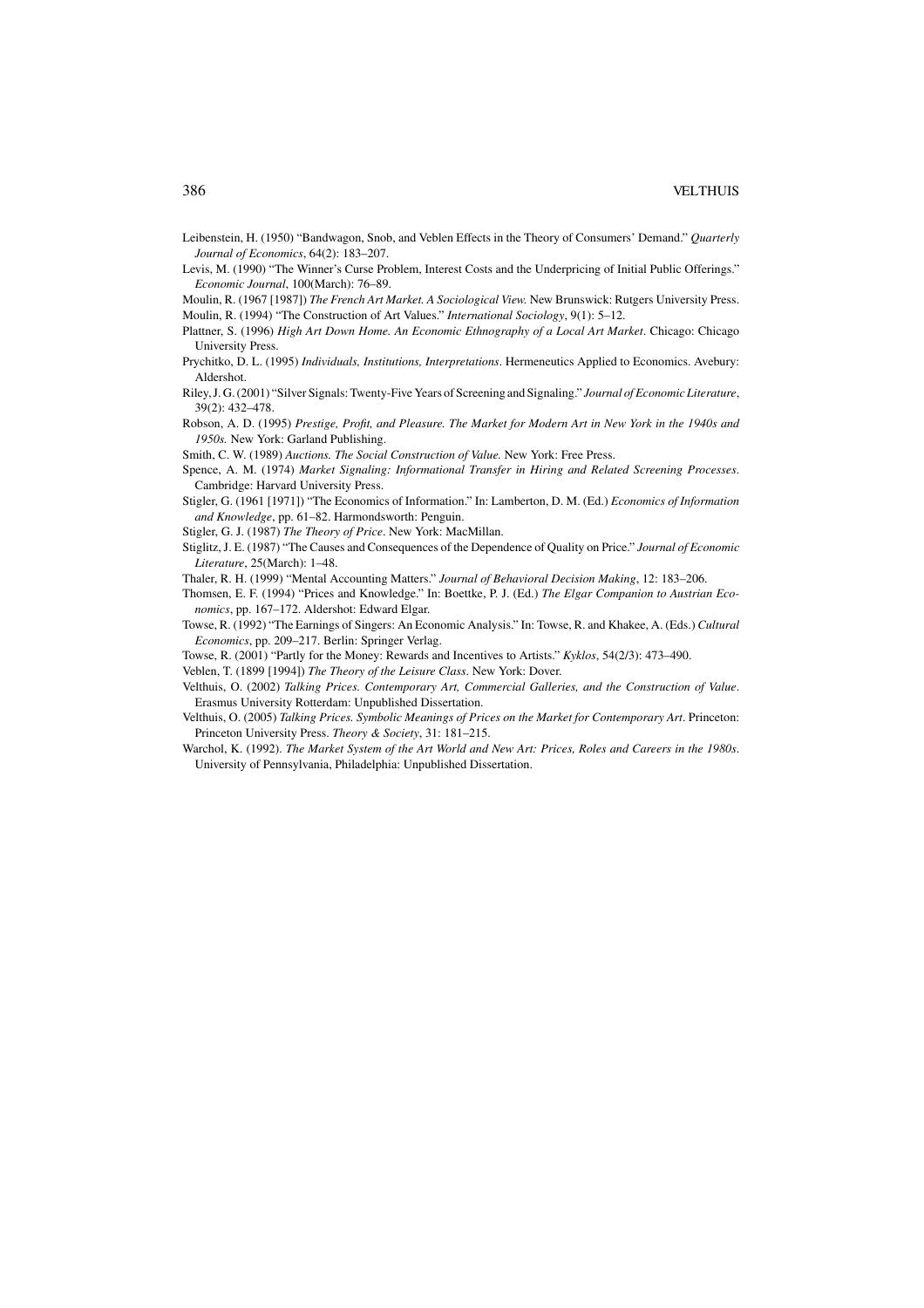Leibenstein, H. (1950) "Bandwagon, Snob, and Veblen Effects in the Theory of Consumers' Demand." *Quarterly Journal of Economics*, 64(2): 183–207.

Levis, M. (1990) "The Winner's Curse Problem, Interest Costs and the Underpricing of Initial Public Offerings." *Economic Journal*, 100(March): 76–89.

Moulin, R. (1967 [1987]) *The French Art Market. A Sociological View.* New Brunswick: Rutgers University Press.

Moulin, R. (1994) "The Construction of Art Values." *International Sociology*, 9(1): 5–12.

Plattner, S. (1996) *High Art Down Home. An Economic Ethnography of a Local Art Market*. Chicago: Chicago University Press.

Prychitko, D. L. (1995) *Individuals, Institutions, Interpretations*. Hermeneutics Applied to Economics. Avebury: Aldershot.

Riley, J. G. (2001) "Silver Signals: Twenty-Five Years of Screening and Signaling." *Journal of Economic Literature*, 39(2): 432–478.

Robson, A. D. (1995) *Prestige, Profit, and Pleasure. The Market for Modern Art in New York in the 1940s and 1950s.* New York: Garland Publishing.

Smith, C. W. (1989) *Auctions. The Social Construction of Value.* New York: Free Press.

Spence, A. M. (1974) *Market Signaling: Informational Transfer in Hiring and Related Screening Processes*. Cambridge: Harvard University Press.

Stigler, G. (1961 [1971]) "The Economics of Information." In: Lamberton, D. M. (Ed.) *Economics of Information and Knowledge*, pp. 61–82. Harmondsworth: Penguin.

Stigler, G. J. (1987) *The Theory of Price*. New York: MacMillan.

Stiglitz, J. E. (1987) "The Causes and Consequences of the Dependence of Quality on Price." *Journal of Economic Literature*, 25(March): 1–48.

Thaler, R. H. (1999) "Mental Accounting Matters." *Journal of Behavioral Decision Making*, 12: 183–206.

Thomsen, E. F. (1994) "Prices and Knowledge." In: Boettke, P. J. (Ed.) *The Elgar Companion to Austrian Economics*, pp. 167–172. Aldershot: Edward Elgar.

Towse, R. (1992) "The Earnings of Singers: An Economic Analysis." In: Towse, R. and Khakee, A. (Eds.) *Cultural Economics*, pp. 209–217. Berlin: Springer Verlag.

Towse, R. (2001) "Partly for the Money: Rewards and Incentives to Artists." *Kyklos*, 54(2/3): 473–490.

Veblen, T. (1899 [1994]) *The Theory of the Leisure Class*. New York: Dover.

Velthuis, O. (2002) *Talking Prices. Contemporary Art, Commercial Galleries, and the Construction of Value*. Erasmus University Rotterdam: Unpublished Dissertation.

Velthuis, O. (2005) *Talking Prices. Symbolic Meanings of Prices on the Market for Contemporary Art*. Princeton: Princeton University Press. *Theory & Society*, 31: 181–215.

Warchol, K. (1992). *The Market System of the Art World and New Art: Prices, Roles and Careers in the 1980s*. University of Pennsylvania, Philadelphia: Unpublished Dissertation.